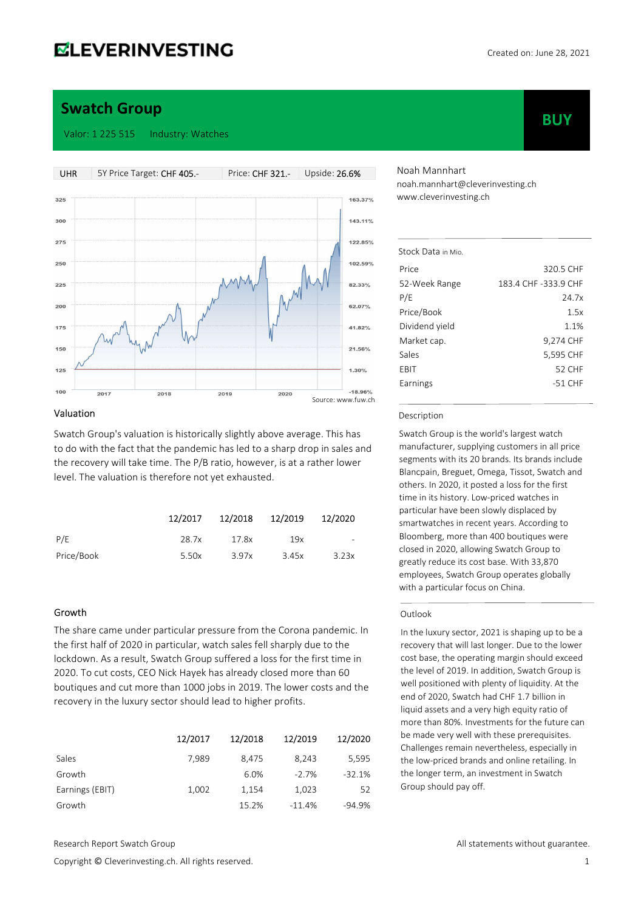# Swatch Group

Valor: 1 225 515    Industry: Watches

**BUY**

| UHR | 5Y Price Target: CHF 405.- | Price: CHF 321.- | Upside: 26.6% |
|---|---|---|---|

Source: www.fuw.ch

Noah Mannhart
noah.mannhart@cleverinvesting.ch
www.cleverinvesting.ch

### Stock Data in Mio.

| | |
|---|---|
| Price | 320.5 CHF |
| 52-Week Range | 183.4 CHF -333.9 CHF |
| P/E | 24.7x |
| Price/Book | 1.5x |
| Dividend yield | 1.1% |
| Market cap. | 9,274 CHF |
| Sales | 5,595 CHF |
| EBIT | 52 CHF |
| Earnings | -51 CHF |

### Description

Swatch Group is the world's largest watch manufacturer, supplying customers in all price segments with its 20 brands. Its brands include Blancpain, Breguet, Omega, Tissot, Swatch and others. In 2020, it posted a loss for the first time in its history. Low-priced watches in particular have been slowly displaced by smartwatches in recent years. According to Bloomberg, more than 400 boutiques were closed in 2020, allowing Swatch Group to greatly reduce its cost base. With 33,870 employees, Swatch Group operates globally with a particular focus on China.

### Valuation

Swatch Group's valuation is historically slightly above average. This has to do with the fact that the pandemic has led to a sharp drop in sales and the recovery will take time. The P/B ratio, however, is at a rather lower level. The valuation is therefore not yet exhausted.

| | 12/2017 | 12/2018 | 12/2019 | 12/2020 |
|---|---|---|---|---|
| P/E | 28.7x | 17.8x | 19x | - |
| Price/Book | 5.50x | 3.97x | 3.45x | 3.23x |

### Growth

The share came under particular pressure from the Corona pandemic. In the first half of 2020 in particular, watch sales fell sharply due to the lockdown. As a result, Swatch Group suffered a loss for the first time in 2020. To cut costs, CEO Nick Hayek has already closed more than 60 boutiques and cut more than 1000 jobs in 2019. The lower costs and the recovery in the luxury sector should lead to higher profits.

| | 12/2017 | 12/2018 | 12/2019 | 12/2020 |
|---|---|---|---|---|
| Sales | 7,989 | 8,475 | 8,243 | 5,595 |
| Growth | | 6.0% | -2.7% | -32.1% |
| Earnings (EBIT) | 1,002 | 1,154 | 1,023 | 52 |
| Growth | | 15.2% | -11.4% | -94.9% |

### Outlook

In the luxury sector, 2021 is shaping up to be a recovery that will last longer. Due to the lower cost base, the operating margin should exceed the level of 2019. In addition, Swatch Group is well positioned with plenty of liquidity. At the end of 2020, Swatch had CHF 1.7 billion in liquid assets and a very high equity ratio of more than 80%. Investments for the future can be made very well with these prerequisites. Challenges remain nevertheless, especially in the low-priced brands and online retailing. In the longer term, an investment in Swatch Group should pay off.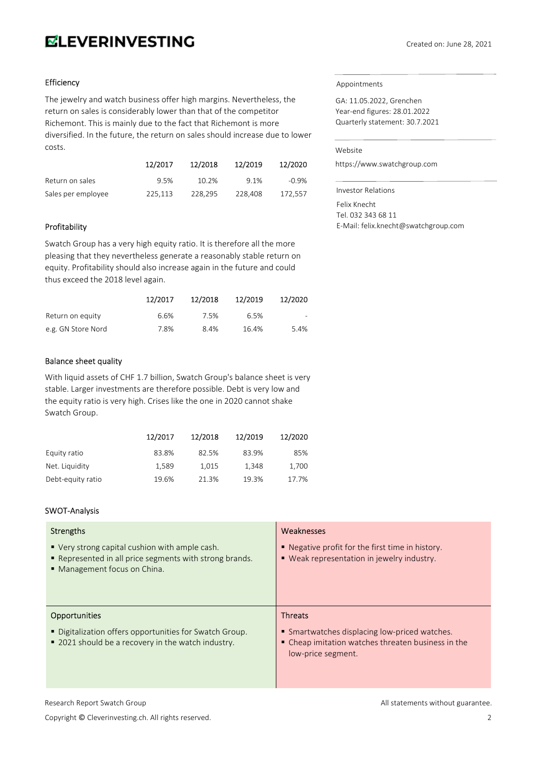## Efficiency

The jewelry and watch business offer high margins. Nevertheless, the return on sales is considerably lower than that of the competitor Richemont. This is mainly due to the fact that Richemont is more diversified. In the future, the return on sales should increase due to lower costs.

| | 12/2017 | 12/2018 | 12/2019 | 12/2020 |
|---|---|---|---|---|
| Return on sales | 9.5% | 10.2% | 9.1% | -0.9% |
| Sales per employee | 225,113 | 228,295 | 228,408 | 172,557 |

## Profitability

Swatch Group has a very high equity ratio. It is therefore all the more pleasing that they nevertheless generate a reasonably stable return on equity. Profitability should also increase again in the future and could thus exceed the 2018 level again.

| | 12/2017 | 12/2018 | 12/2019 | 12/2020 |
|---|---|---|---|---|
| Return on equity | 6.6% | 7.5% | 6.5% | - |
| e.g. GN Store Nord | 7.8% | 8.4% | 16.4% | 5.4% |

## Balance sheet quality

With liquid assets of CHF 1.7 billion, Swatch Group's balance sheet is very stable. Larger investments are therefore possible. Debt is very low and the equity ratio is very high. Crises like the one in 2020 cannot shake Swatch Group.

| | 12/2017 | 12/2018 | 12/2019 | 12/2020 |
|---|---|---|---|---|
| Equity ratio | 83.8% | 82.5% | 83.9% | 85% |
| Net. Liquidity | 1,589 | 1,015 | 1,348 | 1,700 |
| Debt-equity ratio | 19.6% | 21.3% | 19.3% | 17.7% |

## SWOT-Analysis

| Strengths | Weaknesses |
|---|---|
| ▪ Very strong capital cushion with ample cash.<br>▪ Represented in all price segments with strong brands.<br>▪ Management focus on China. | ▪ Negative profit for the first time in history.<br>▪ Weak representation in jewelry industry. |
| **Opportunities** | **Threats** |
| ▪ Digitalization offers opportunities for Swatch Group.<br>▪ 2021 should be a recovery in the watch industry. | ▪ Smartwatches displacing low-priced watches.<br>▪ Cheap imitation watches threaten business in the low-price segment. |

Appointments

GA: 11.05.2022, Grenchen
Year-end figures: 28.01.2022
Quarterly statement: 30.7.2021

Website

https://www.swatchgroup.com

Investor Relations

Felix Knecht
Tel. 032 343 68 11
E-Mail: felix.knecht@swatchgroup.com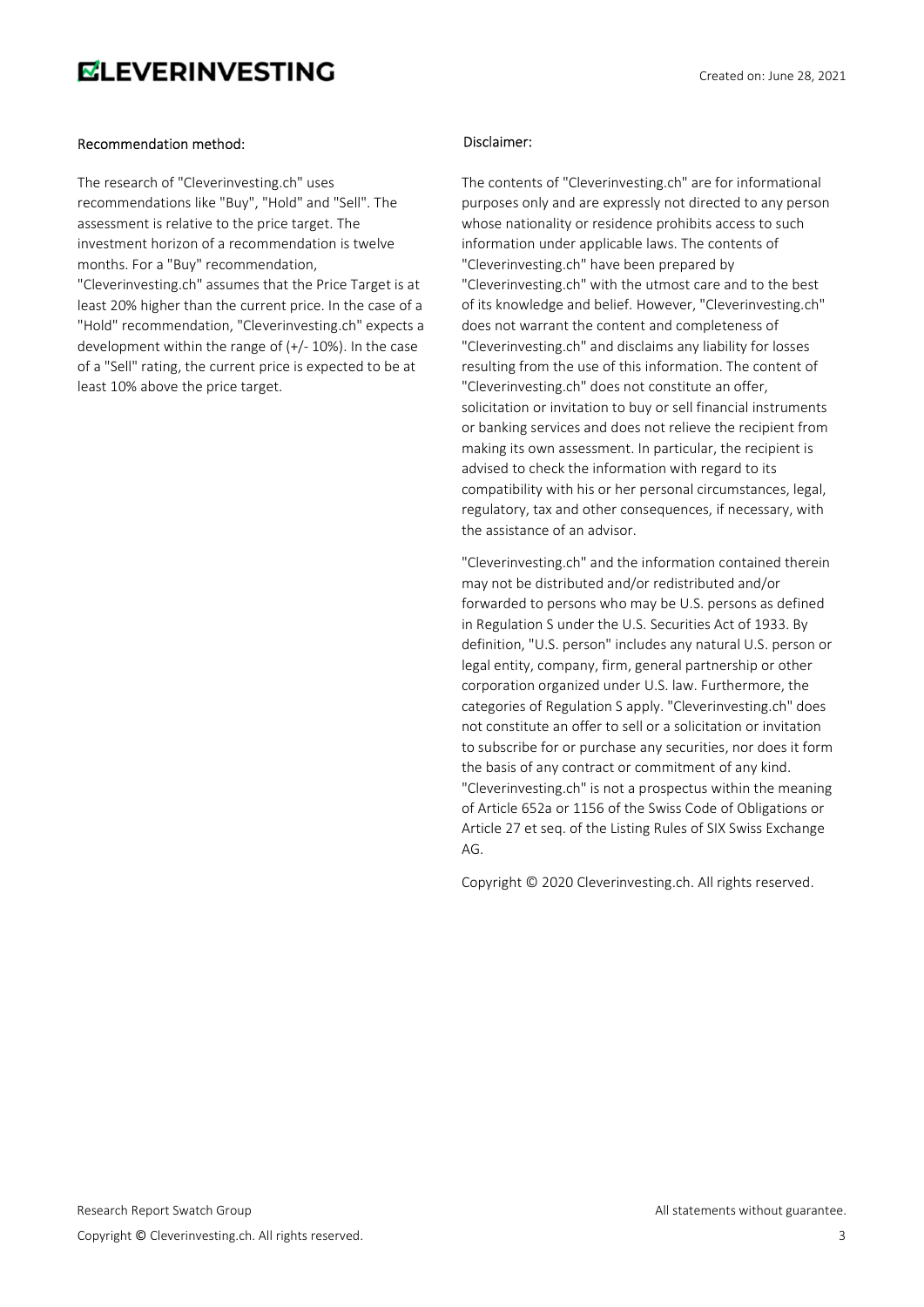## Recommendation method:

The research of "Cleverinvesting.ch" uses recommendations like "Buy", "Hold" and "Sell". The assessment is relative to the price target. The investment horizon of a recommendation is twelve months. For a "Buy" recommendation, "Cleverinvesting.ch" assumes that the Price Target is at least 20% higher than the current price. In the case of a "Hold" recommendation, "Cleverinvesting.ch" expects a development within the range of (+/- 10%). In the case of a "Sell" rating, the current price is expected to be at least 10% above the price target.

## Disclaimer:

The contents of "Cleverinvesting.ch" are for informational purposes only and are expressly not directed to any person whose nationality or residence prohibits access to such information under applicable laws. The contents of "Cleverinvesting.ch" have been prepared by "Cleverinvesting.ch" with the utmost care and to the best of its knowledge and belief. However, "Cleverinvesting.ch" does not warrant the content and completeness of "Cleverinvesting.ch" and disclaims any liability for losses resulting from the use of this information. The content of "Cleverinvesting.ch" does not constitute an offer, solicitation or invitation to buy or sell financial instruments or banking services and does not relieve the recipient from making its own assessment. In particular, the recipient is advised to check the information with regard to its compatibility with his or her personal circumstances, legal, regulatory, tax and other consequences, if necessary, with the assistance of an advisor.

"Cleverinvesting.ch" and the information contained therein may not be distributed and/or redistributed and/or forwarded to persons who may be U.S. persons as defined in Regulation S under the U.S. Securities Act of 1933. By definition, "U.S. person" includes any natural U.S. person or legal entity, company, firm, general partnership or other corporation organized under U.S. law. Furthermore, the categories of Regulation S apply. "Cleverinvesting.ch" does not constitute an offer to sell or a solicitation or invitation to subscribe for or purchase any securities, nor does it form the basis of any contract or commitment of any kind. "Cleverinvesting.ch" is not a prospectus within the meaning of Article 652a or 1156 of the Swiss Code of Obligations or Article 27 et seq. of the Listing Rules of SIX Swiss Exchange AG.

Copyright © 2020 Cleverinvesting.ch. All rights reserved.